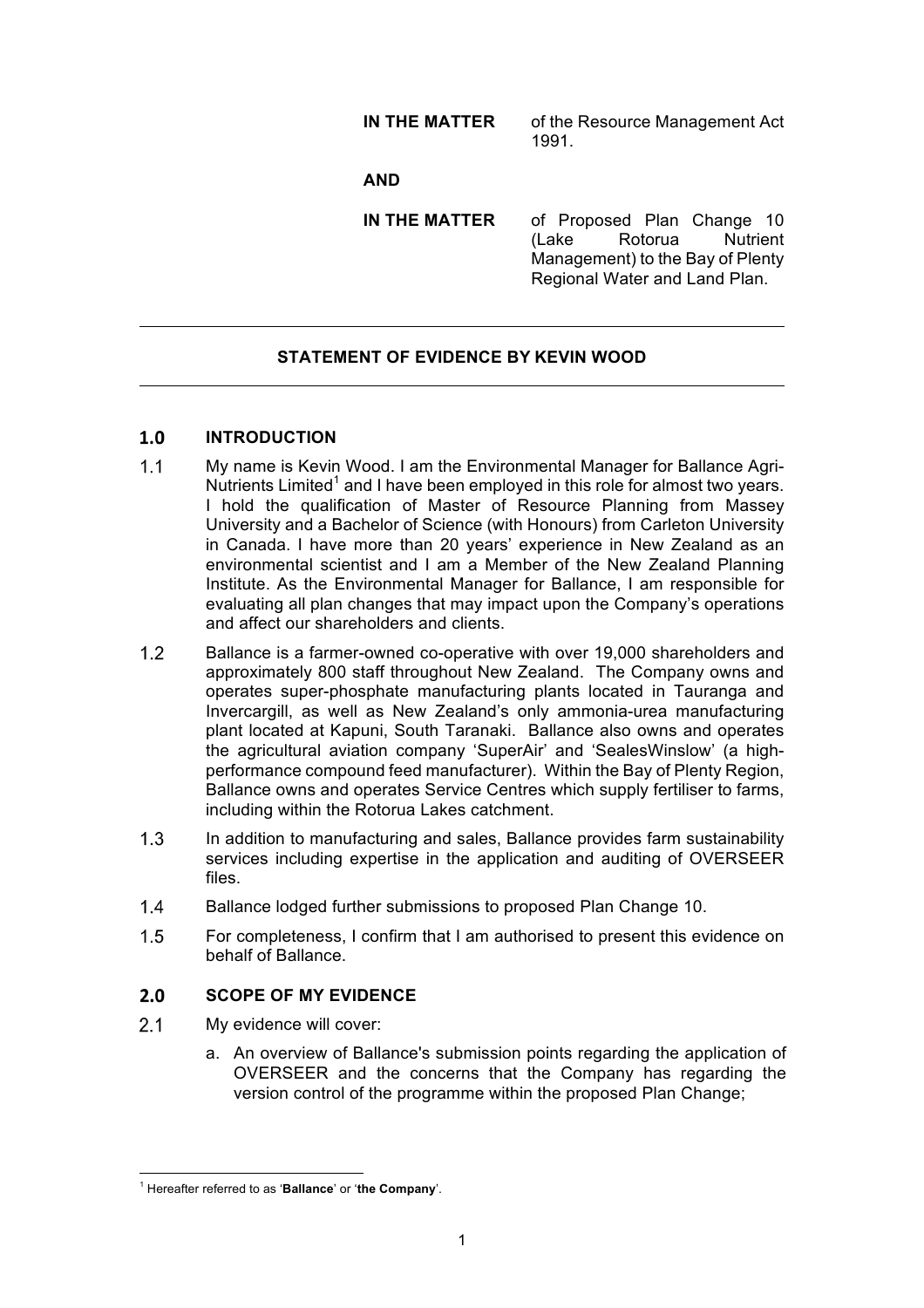**IN THE MATTER** of the Resource Management Act 1991.

**AND**

**IN THE MATTER** of Proposed Plan Change 10 (Lake Rotorua Nutrient Management) to the Bay of Plenty Regional Water and Land Plan.

---

**STATEMENT OF EVIDENCE BY KEVIN WOOD**

---

## 1.0 INTRODUCTION

1.1 My name is Kevin Wood. I am the Environmental Manager for Ballance Agri-Nutrients Limited[1] and I have been employed in this role for almost two years. I hold the qualification of Master of Resource Planning from Massey University and a Bachelor of Science (with Honours) from Carleton University in Canada. I have more than 20 years' experience in New Zealand as an environmental scientist and I am a Member of the New Zealand Planning Institute. As the Environmental Manager for Ballance, I am responsible for evaluating all plan changes that may impact upon the Company's operations and affect our shareholders and clients.

1.2 Ballance is a farmer-owned co-operative with over 19,000 shareholders and approximately 800 staff throughout New Zealand. The Company owns and operates super-phosphate manufacturing plants located in Tauranga and Invercargill, as well as New Zealand's only ammonia-urea manufacturing plant located at Kapuni, South Taranaki. Ballance also owns and operates the agricultural aviation company 'SuperAir' and 'SealesWinslow' (a high-performance compound feed manufacturer). Within the Bay of Plenty Region, Ballance owns and operates Service Centres which supply fertiliser to farms, including within the Rotorua Lakes catchment.

1.3 In addition to manufacturing and sales, Ballance provides farm sustainability services including expertise in the application and auditing of OVERSEER files.

1.4 Ballance lodged further submissions to proposed Plan Change 10.

1.5 For completeness, I confirm that I am authorised to present this evidence on behalf of Ballance.

## 2.0 SCOPE OF MY EVIDENCE

2.1 My evidence will cover:

a. An overview of Ballance's submission points regarding the application of OVERSEER and the concerns that the Company has regarding the version control of the programme within the proposed Plan Change;

---

[1] Hereafter referred to as '**Ballance**' or '**the Company**'.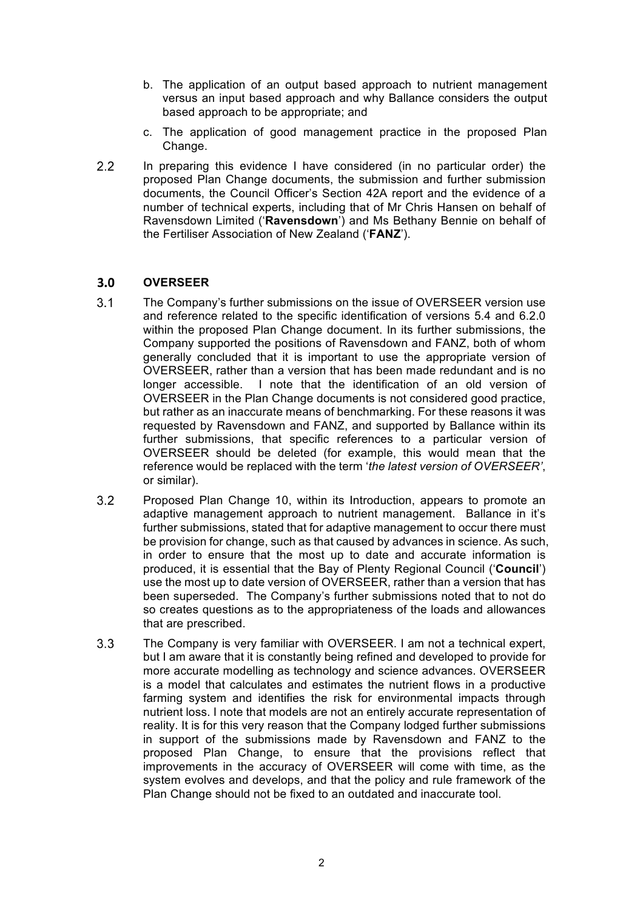b. The application of an output based approach to nutrient management versus an input based approach and why Ballance considers the output based approach to be appropriate; and

c. The application of good management practice in the proposed Plan Change.

2.2 In preparing this evidence I have considered (in no particular order) the proposed Plan Change documents, the submission and further submission documents, the Council Officer's Section 42A report and the evidence of a number of technical experts, including that of Mr Chris Hansen on behalf of Ravensdown Limited ('**Ravensdown**') and Ms Bethany Bennie on behalf of the Fertiliser Association of New Zealand ('**FANZ**').

## 3.0 OVERSEER

3.1 The Company's further submissions on the issue of OVERSEER version use and reference related to the specific identification of versions 5.4 and 6.2.0 within the proposed Plan Change document. In its further submissions, the Company supported the positions of Ravensdown and FANZ, both of whom generally concluded that it is important to use the appropriate version of OVERSEER, rather than a version that has been made redundant and is no longer accessible. I note that the identification of an old version of OVERSEER in the Plan Change documents is not considered good practice, but rather as an inaccurate means of benchmarking. For these reasons it was requested by Ravensdown and FANZ, and supported by Ballance within its further submissions, that specific references to a particular version of OVERSEER should be deleted (for example, this would mean that the reference would be replaced with the term '*the latest version of OVERSEER'*, or similar).

3.2 Proposed Plan Change 10, within its Introduction, appears to promote an adaptive management approach to nutrient management. Ballance in it's further submissions, stated that for adaptive management to occur there must be provision for change, such as that caused by advances in science. As such, in order to ensure that the most up to date and accurate information is produced, it is essential that the Bay of Plenty Regional Council ('**Council**') use the most up to date version of OVERSEER, rather than a version that has been superseded. The Company's further submissions noted that to not do so creates questions as to the appropriateness of the loads and allowances that are prescribed.

3.3 The Company is very familiar with OVERSEER. I am not a technical expert, but I am aware that it is constantly being refined and developed to provide for more accurate modelling as technology and science advances. OVERSEER is a model that calculates and estimates the nutrient flows in a productive farming system and identifies the risk for environmental impacts through nutrient loss. I note that models are not an entirely accurate representation of reality. It is for this very reason that the Company lodged further submissions in support of the submissions made by Ravensdown and FANZ to the proposed Plan Change, to ensure that the provisions reflect that improvements in the accuracy of OVERSEER will come with time, as the system evolves and develops, and that the policy and rule framework of the Plan Change should not be fixed to an outdated and inaccurate tool.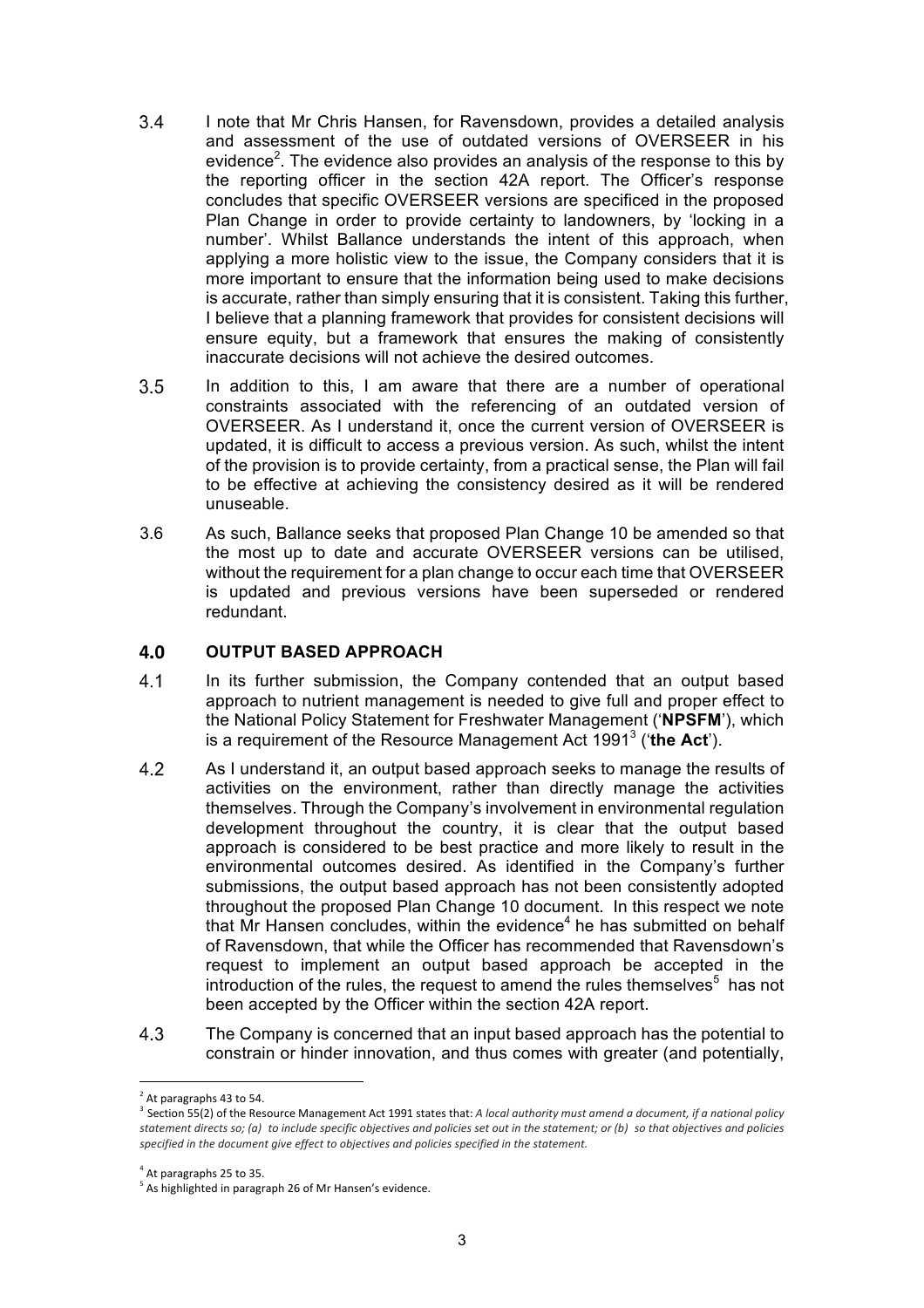3.4 I note that Mr Chris Hansen, for Ravensdown, provides a detailed analysis and assessment of the use of outdated versions of OVERSEER in his evidence[2]. The evidence also provides an analysis of the response to this by the reporting officer in the section 42A report. The Officer's response concludes that specific OVERSEER versions are specificed in the proposed Plan Change in order to provide certainty to landowners, by 'locking in a number'. Whilst Ballance understands the intent of this approach, when applying a more holistic view to the issue, the Company considers that it is more important to ensure that the information being used to make decisions is accurate, rather than simply ensuring that it is consistent. Taking this further, I believe that a planning framework that provides for consistent decisions will ensure equity, but a framework that ensures the making of consistently inaccurate decisions will not achieve the desired outcomes.

3.5 In addition to this, I am aware that there are a number of operational constraints associated with the referencing of an outdated version of OVERSEER. As I understand it, once the current version of OVERSEER is updated, it is difficult to access a previous version. As such, whilst the intent of the provision is to provide certainty, from a practical sense, the Plan will fail to be effective at achieving the consistency desired as it will be rendered unuseable.

3.6 As such, Ballance seeks that proposed Plan Change 10 be amended so that the most up to date and accurate OVERSEER versions can be utilised, without the requirement for a plan change to occur each time that OVERSEER is updated and previous versions have been superseded or rendered redundant.

## 4.0 OUTPUT BASED APPROACH

4.1 In its further submission, the Company contended that an output based approach to nutrient management is needed to give full and proper effect to the National Policy Statement for Freshwater Management ('**NPSFM**'), which is a requirement of the Resource Management Act 1991[3] ('**the Act**').

4.2 As I understand it, an output based approach seeks to manage the results of activities on the environment, rather than directly manage the activities themselves. Through the Company's involvement in environmental regulation development throughout the country, it is clear that the output based approach is considered to be best practice and more likely to result in the environmental outcomes desired. As identified in the Company's further submissions, the output based approach has not been consistently adopted throughout the proposed Plan Change 10 document. In this respect we note that Mr Hansen concludes, within the evidence[4] he has submitted on behalf of Ravensdown, that while the Officer has recommended that Ravensdown's request to implement an output based approach be accepted in the introduction of the rules, the request to amend the rules themselves[5] has not been accepted by the Officer within the section 42A report.

4.3 The Company is concerned that an input based approach has the potential to constrain or hinder innovation, and thus comes with greater (and potentially,

---

[2] At paragraphs 43 to 54.

[3] Section 55(2) of the Resource Management Act 1991 states that: *A local authority must amend a document, if a national policy statement directs so; (a) to include specific objectives and policies set out in the statement; or (b) so that objectives and policies specified in the document give effect to objectives and policies specified in the statement.*

[4] At paragraphs 25 to 35.

[5] As highlighted in paragraph 26 of Mr Hansen's evidence.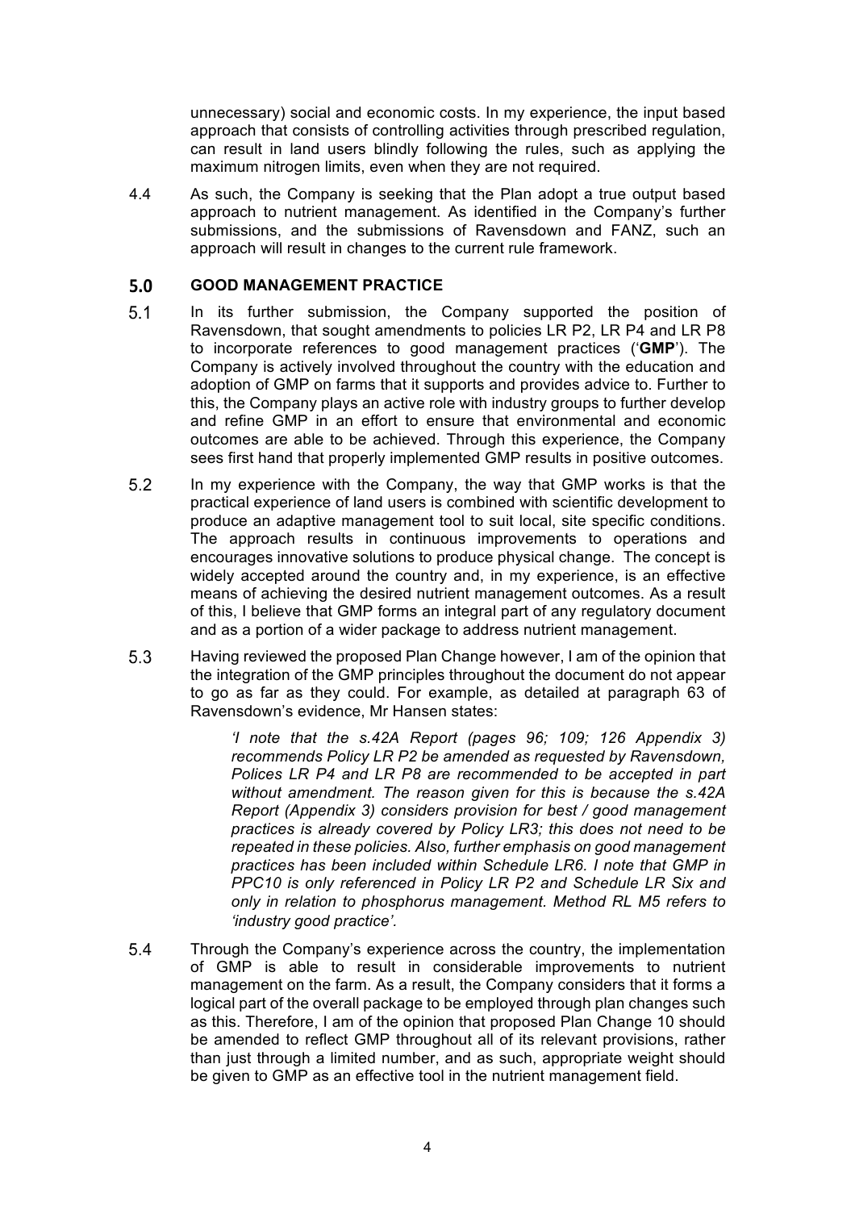unnecessary) social and economic costs. In my experience, the input based approach that consists of controlling activities through prescribed regulation, can result in land users blindly following the rules, such as applying the maximum nitrogen limits, even when they are not required.

4.4 As such, the Company is seeking that the Plan adopt a true output based approach to nutrient management. As identified in the Company's further submissions, and the submissions of Ravensdown and FANZ, such an approach will result in changes to the current rule framework.

## 5.0 GOOD MANAGEMENT PRACTICE

5.1 In its further submission, the Company supported the position of Ravensdown, that sought amendments to policies LR P2, LR P4 and LR P8 to incorporate references to good management practices ('**GMP**'). The Company is actively involved throughout the country with the education and adoption of GMP on farms that it supports and provides advice to. Further to this, the Company plays an active role with industry groups to further develop and refine GMP in an effort to ensure that environmental and economic outcomes are able to be achieved. Through this experience, the Company sees first hand that properly implemented GMP results in positive outcomes.

5.2 In my experience with the Company, the way that GMP works is that the practical experience of land users is combined with scientific development to produce an adaptive management tool to suit local, site specific conditions. The approach results in continuous improvements to operations and encourages innovative solutions to produce physical change. The concept is widely accepted around the country and, in my experience, is an effective means of achieving the desired nutrient management outcomes. As a result of this, I believe that GMP forms an integral part of any regulatory document and as a portion of a wider package to address nutrient management.

5.3 Having reviewed the proposed Plan Change however, I am of the opinion that the integration of the GMP principles throughout the document do not appear to go as far as they could. For example, as detailed at paragraph 63 of Ravensdown's evidence, Mr Hansen states:

> *'I note that the s.42A Report (pages 96; 109; 126 Appendix 3) recommends Policy LR P2 be amended as requested by Ravensdown, Polices LR P4 and LR P8 are recommended to be accepted in part without amendment. The reason given for this is because the s.42A Report (Appendix 3) considers provision for best / good management practices is already covered by Policy LR3; this does not need to be repeated in these policies. Also, further emphasis on good management practices has been included within Schedule LR6. I note that GMP in PPC10 is only referenced in Policy LR P2 and Schedule LR Six and only in relation to phosphorus management. Method RL M5 refers to 'industry good practice'.*

5.4 Through the Company's experience across the country, the implementation of GMP is able to result in considerable improvements to nutrient management on the farm. As a result, the Company considers that it forms a logical part of the overall package to be employed through plan changes such as this. Therefore, I am of the opinion that proposed Plan Change 10 should be amended to reflect GMP throughout all of its relevant provisions, rather than just through a limited number, and as such, appropriate weight should be given to GMP as an effective tool in the nutrient management field.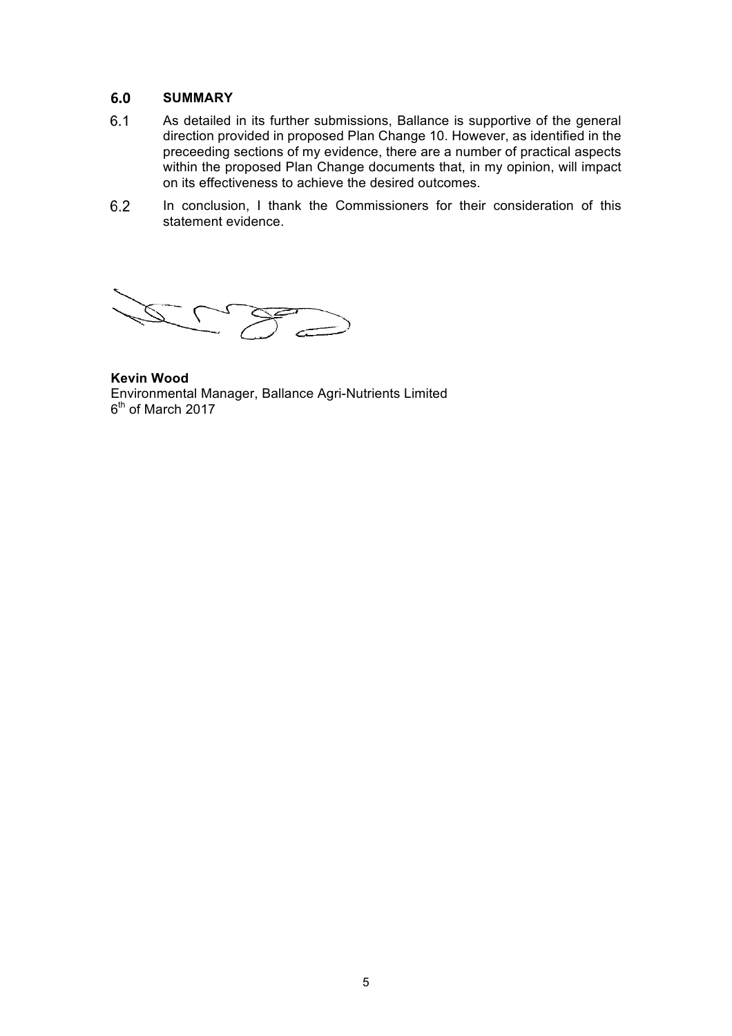## 6.0 SUMMARY

6.1 As detailed in its further submissions, Ballance is supportive of the general direction provided in proposed Plan Change 10. However, as identified in the preceeding sections of my evidence, there are a number of practical aspects within the proposed Plan Change documents that, in my opinion, will impact on its effectiveness to achieve the desired outcomes.

6.2 In conclusion, I thank the Commissioners for their consideration of this statement evidence.

**Kevin Wood**
Environmental Manager, Ballance Agri-Nutrients Limited
6th of March 2017